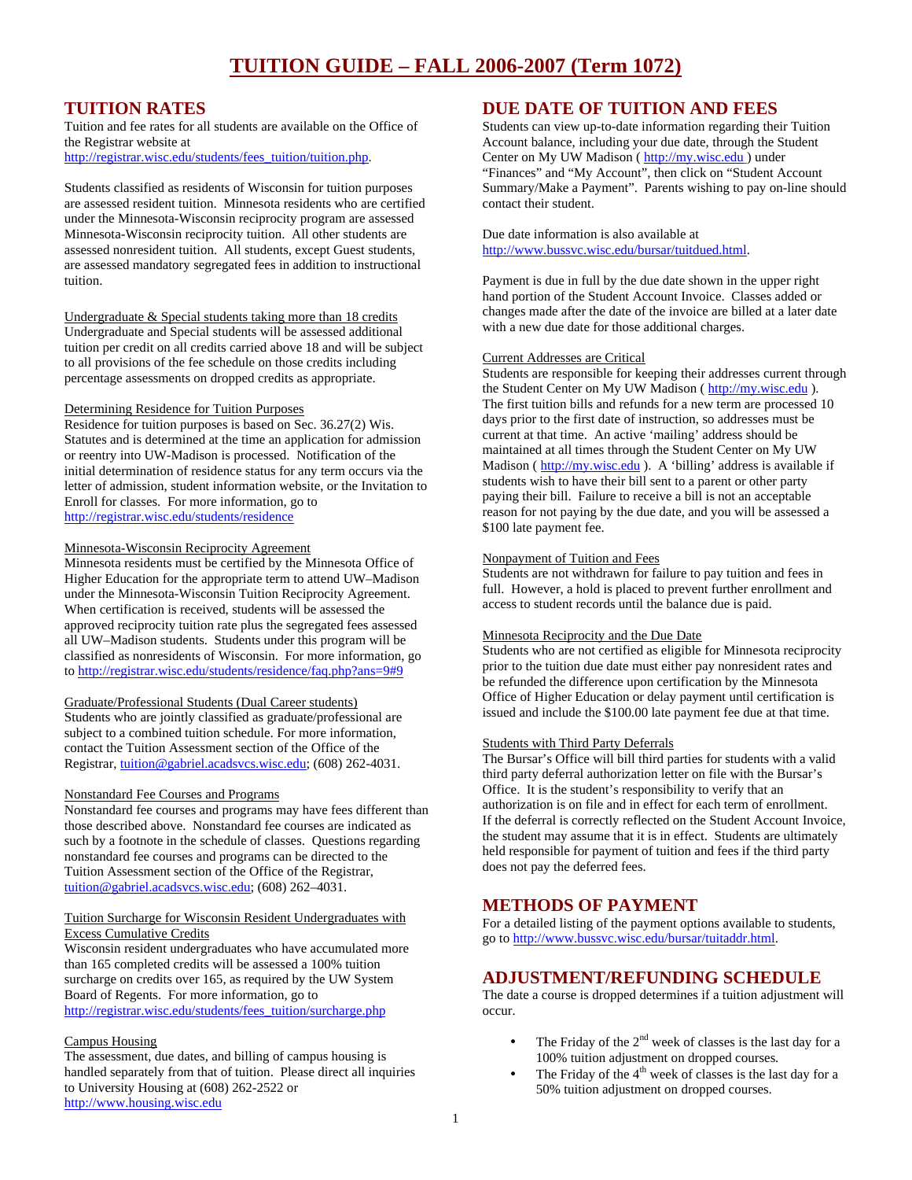# TUITION GUIDE – FALL 2006-2007 (Term 1072)

## TUITION RATES

Tuition and fee rates for all students are available on the Office of the Registrar website at http://registrar.wisc.edu/students/fees_tuition/tuition.php.

Students classified as residents of Wisconsin for tuition purposes are assessed resident tuition. Minnesota residents who are certified under the Minnesota-Wisconsin reciprocity program are assessed Minnesota-Wisconsin reciprocity tuition. All other students are assessed nonresident tuition. All students, except Guest students, are assessed mandatory segregated fees in addition to instructional tuition.

### Undergraduate & Special students taking more than 18 credits

Undergraduate and Special students will be assessed additional tuition per credit on all credits carried above 18 and will be subject to all provisions of the fee schedule on those credits including percentage assessments on dropped credits as appropriate.

### Determining Residence for Tuition Purposes

Residence for tuition purposes is based on Sec. 36.27(2) Wis. Statutes and is determined at the time an application for admission or reentry into UW-Madison is processed. Notification of the initial determination of residence status for any term occurs via the letter of admission, student information website, or the Invitation to Enroll for classes. For more information, go to http://registrar.wisc.edu/students/residence

### Minnesota-Wisconsin Reciprocity Agreement

Minnesota residents must be certified by the Minnesota Office of Higher Education for the appropriate term to attend UW–Madison under the Minnesota-Wisconsin Tuition Reciprocity Agreement. When certification is received, students will be assessed the approved reciprocity tuition rate plus the segregated fees assessed all UW–Madison students. Students under this program will be classified as nonresidents of Wisconsin. For more information, go to http://registrar.wisc.edu/students/residence/faq.php?ans=9#9

### Graduate/Professional Students (Dual Career students)

Students who are jointly classified as graduate/professional are subject to a combined tuition schedule. For more information, contact the Tuition Assessment section of the Office of the Registrar, tuition@gabriel.acadsvcs.wisc.edu; (608) 262-4031.

### Nonstandard Fee Courses and Programs

Nonstandard fee courses and programs may have fees different than those described above. Nonstandard fee courses are indicated as such by a footnote in the schedule of classes. Questions regarding nonstandard fee courses and programs can be directed to the Tuition Assessment section of the Office of the Registrar, tuition@gabriel.acadsvcs.wisc.edu; (608) 262–4031.

### Tuition Surcharge for Wisconsin Resident Undergraduates with Excess Cumulative Credits

Wisconsin resident undergraduates who have accumulated more than 165 completed credits will be assessed a 100% tuition surcharge on credits over 165, as required by the UW System Board of Regents. For more information, go to http://registrar.wisc.edu/students/fees_tuition/surcharge.php

### Campus Housing

The assessment, due dates, and billing of campus housing is handled separately from that of tuition. Please direct all inquiries to University Housing at (608) 262-2522 or http://www.housing.wisc.edu

## DUE DATE OF TUITION AND FEES

Students can view up-to-date information regarding their Tuition Account balance, including your due date, through the Student Center on My UW Madison ( http://my.wisc.edu ) under "Finances" and "My Account", then click on "Student Account Summary/Make a Payment". Parents wishing to pay on-line should contact their student.

Due date information is also available at http://www.bussvc.wisc.edu/bursar/tuitdued.html.

Payment is due in full by the due date shown in the upper right hand portion of the Student Account Invoice. Classes added or changes made after the date of the invoice are billed at a later date with a new due date for those additional charges.

### Current Addresses are Critical

Students are responsible for keeping their addresses current through the Student Center on My UW Madison ( http://my.wisc.edu ). The first tuition bills and refunds for a new term are processed 10 days prior to the first date of instruction, so addresses must be current at that time. An active 'mailing' address should be maintained at all times through the Student Center on My UW Madison ( http://my.wisc.edu ). A 'billing' address is available if students wish to have their bill sent to a parent or other party paying their bill. Failure to receive a bill is not an acceptable reason for not paying by the due date, and you will be assessed a $100 late payment fee.

### Nonpayment of Tuition and Fees

Students are not withdrawn for failure to pay tuition and fees in full. However, a hold is placed to prevent further enrollment and access to student records until the balance due is paid.

### Minnesota Reciprocity and the Due Date

Students who are not certified as eligible for Minnesota reciprocity prior to the tuition due date must either pay nonresident rates and be refunded the difference upon certification by the Minnesota Office of Higher Education or delay payment until certification is issued and include the $100.00 late payment fee due at that time.

### Students with Third Party Deferrals

The Bursar's Office will bill third parties for students with a valid third party deferral authorization letter on file with the Bursar's Office. It is the student's responsibility to verify that an authorization is on file and in effect for each term of enrollment. If the deferral is correctly reflected on the Student Account Invoice, the student may assume that it is in effect. Students are ultimately held responsible for payment of tuition and fees if the third party does not pay the deferred fees.

## METHODS OF PAYMENT

For a detailed listing of the payment options available to students, go to http://www.bussvc.wisc.edu/bursar/tuitaddr.html.

## ADJUSTMENT/REFUNDING SCHEDULE

The date a course is dropped determines if a tuition adjustment will occur.

- The Friday of the 2nd week of classes is the last day for a 100% tuition adjustment on dropped courses.
- The Friday of the 4th week of classes is the last day for a 50% tuition adjustment on dropped courses.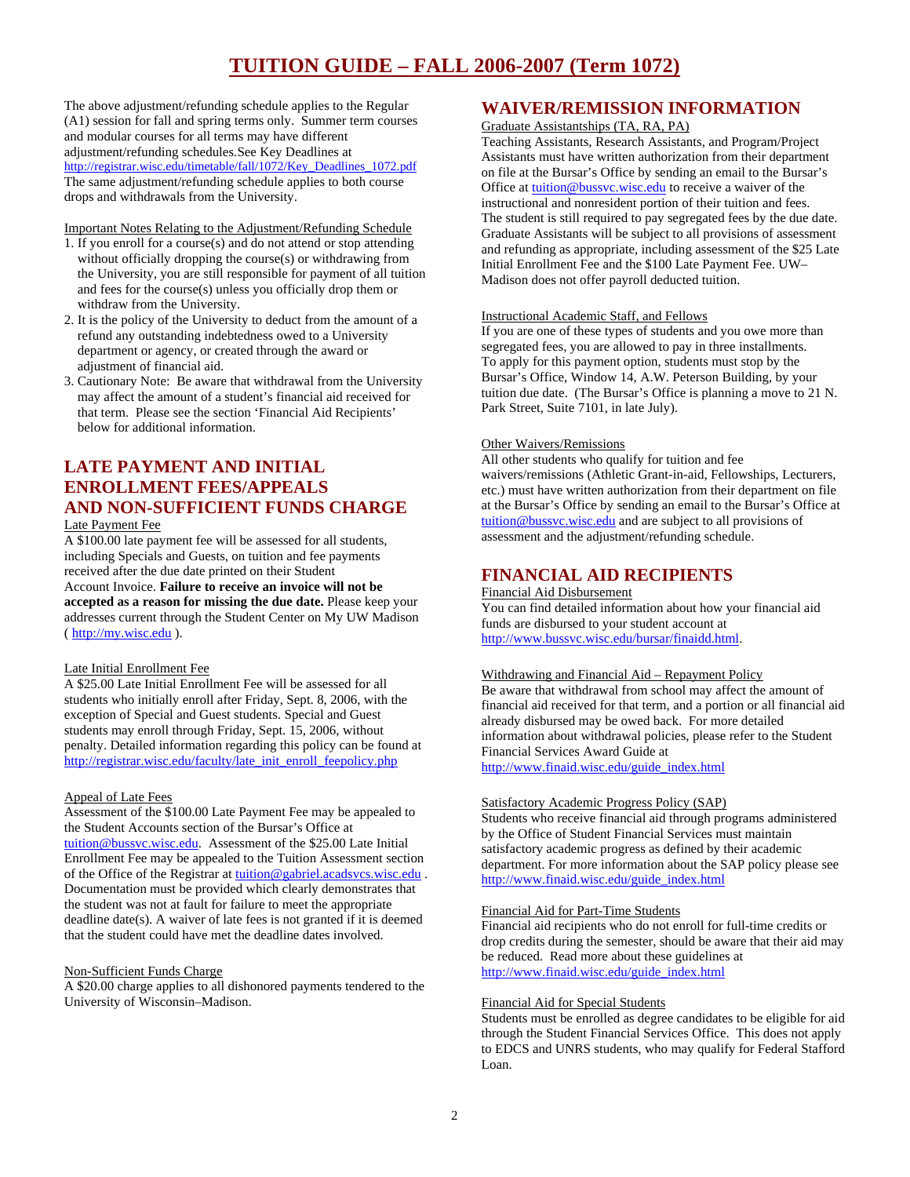# TUITION GUIDE – FALL 2006-2007 (Term 1072)

The above adjustment/refunding schedule applies to the Regular (A1) session for fall and spring terms only. Summer term courses and modular courses for all terms may have different adjustment/refunding schedules.See Key Deadlines at http://registrar.wisc.edu/timetable/fall/1072/Key_Deadlines_1072.pdf The same adjustment/refunding schedule applies to both course drops and withdrawals from the University.

Important Notes Relating to the Adjustment/Refunding Schedule

1. If you enroll for a course(s) and do not attend or stop attending without officially dropping the course(s) or withdrawing from the University, you are still responsible for payment of all tuition and fees for the course(s) unless you officially drop them or withdraw from the University.
2. It is the policy of the University to deduct from the amount of a refund any outstanding indebtedness owed to a University department or agency, or created through the award or adjustment of financial aid.
3. Cautionary Note: Be aware that withdrawal from the University may affect the amount of a student's financial aid received for that term. Please see the section 'Financial Aid Recipients' below for additional information.

## LATE PAYMENT AND INITIAL ENROLLMENT FEES/APPEALS AND NON-SUFFICIENT FUNDS CHARGE

Late Payment Fee

A $100.00 late payment fee will be assessed for all students, including Specials and Guests, on tuition and fee payments received after the due date printed on their Student Account Invoice. **Failure to receive an invoice will not be accepted as a reason for missing the due date.** Please keep your addresses current through the Student Center on My UW Madison ( http://my.wisc.edu ).

Late Initial Enrollment Fee

A $25.00 Late Initial Enrollment Fee will be assessed for all students who initially enroll after Friday, Sept. 8, 2006, with the exception of Special and Guest students. Special and Guest students may enroll through Friday, Sept. 15, 2006, without penalty. Detailed information regarding this policy can be found at http://registrar.wisc.edu/faculty/late_init_enroll_feepolicy.php

Appeal of Late Fees

Assessment of the $100.00 Late Payment Fee may be appealed to the Student Accounts section of the Bursar's Office at tuition@bussvc.wisc.edu. Assessment of the $25.00 Late Initial Enrollment Fee may be appealed to the Tuition Assessment section of the Office of the Registrar at tuition@gabriel.acadsvcs.wisc.edu . Documentation must be provided which clearly demonstrates that the student was not at fault for failure to meet the appropriate deadline date(s). A waiver of late fees is not granted if it is deemed that the student could have met the deadline dates involved.

Non-Sufficient Funds Charge

A $20.00 charge applies to all dishonored payments tendered to the University of Wisconsin–Madison.

## WAIVER/REMISSION INFORMATION

Graduate Assistantships (TA, RA, PA)

Teaching Assistants, Research Assistants, and Program/Project Assistants must have written authorization from their department on file at the Bursar's Office by sending an email to the Bursar's Office at tuition@bussvc.wisc.edu to receive a waiver of the instructional and nonresident portion of their tuition and fees. The student is still required to pay segregated fees by the due date. Graduate Assistants will be subject to all provisions of assessment and refunding as appropriate, including assessment of the $25 Late Initial Enrollment Fee and the $100 Late Payment Fee. UW–Madison does not offer payroll deducted tuition.

Instructional Academic Staff, and Fellows

If you are one of these types of students and you owe more than segregated fees, you are allowed to pay in three installments. To apply for this payment option, students must stop by the Bursar's Office, Window 14, A.W. Peterson Building, by your tuition due date. (The Bursar's Office is planning a move to 21 N. Park Street, Suite 7101, in late July).

Other Waivers/Remissions

All other students who qualify for tuition and fee waivers/remissions (Athletic Grant-in-aid, Fellowships, Lecturers, etc.) must have written authorization from their department on file at the Bursar's Office by sending an email to the Bursar's Office at tuition@bussvc.wisc.edu and are subject to all provisions of assessment and the adjustment/refunding schedule.

## FINANCIAL AID RECIPIENTS

Financial Aid Disbursement

You can find detailed information about how your financial aid funds are disbursed to your student account at http://www.bussvc.wisc.edu/bursar/finaidd.html.

Withdrawing and Financial Aid – Repayment Policy

Be aware that withdrawal from school may affect the amount of financial aid received for that term, and a portion or all financial aid already disbursed may be owed back. For more detailed information about withdrawal policies, please refer to the Student Financial Services Award Guide at http://www.finaid.wisc.edu/guide_index.html

Satisfactory Academic Progress Policy (SAP)

Students who receive financial aid through programs administered by the Office of Student Financial Services must maintain satisfactory academic progress as defined by their academic department. For more information about the SAP policy please see http://www.finaid.wisc.edu/guide_index.html

Financial Aid for Part-Time Students

Financial aid recipients who do not enroll for full-time credits or drop credits during the semester, should be aware that their aid may be reduced. Read more about these guidelines at http://www.finaid.wisc.edu/guide_index.html

Financial Aid for Special Students

Students must be enrolled as degree candidates to be eligible for aid through the Student Financial Services Office. This does not apply to EDCS and UNRS students, who may qualify for Federal Stafford Loan.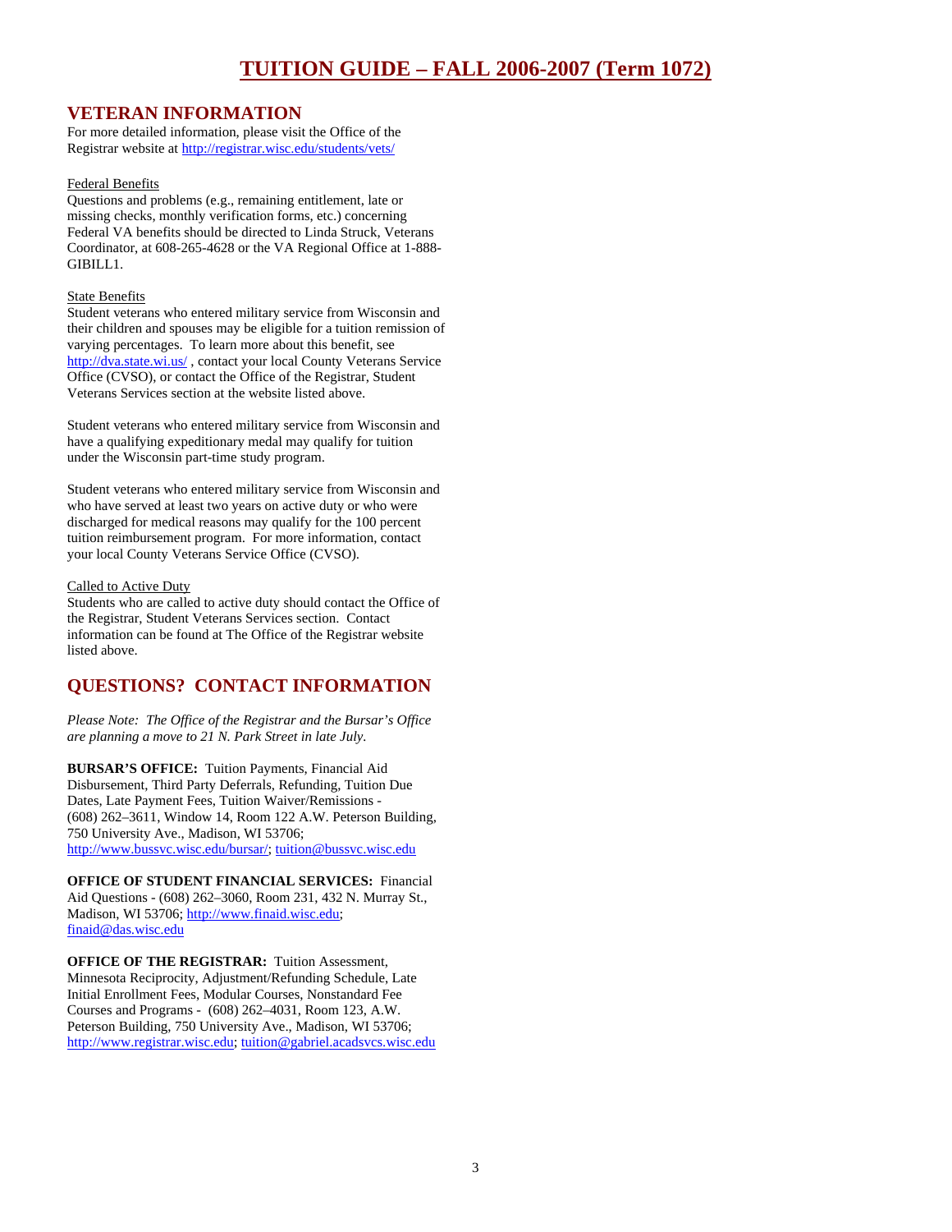# TUITION GUIDE – FALL 2006-2007 (Term 1072)

## VETERAN INFORMATION

For more detailed information, please visit the Office of the Registrar website at http://registrar.wisc.edu/students/vets/

Federal Benefits

Questions and problems (e.g., remaining entitlement, late or missing checks, monthly verification forms, etc.) concerning Federal VA benefits should be directed to Linda Struck, Veterans Coordinator, at 608-265-4628 or the VA Regional Office at 1-888-GIBILL1.

State Benefits

Student veterans who entered military service from Wisconsin and their children and spouses may be eligible for a tuition remission of varying percentages. To learn more about this benefit, see http://dva.state.wi.us/ , contact your local County Veterans Service Office (CVSO), or contact the Office of the Registrar, Student Veterans Services section at the website listed above.

Student veterans who entered military service from Wisconsin and have a qualifying expeditionary medal may qualify for tuition under the Wisconsin part-time study program.

Student veterans who entered military service from Wisconsin and who have served at least two years on active duty or who were discharged for medical reasons may qualify for the 100 percent tuition reimbursement program. For more information, contact your local County Veterans Service Office (CVSO).

Called to Active Duty

Students who are called to active duty should contact the Office of the Registrar, Student Veterans Services section. Contact information can be found at The Office of the Registrar website listed above.

## QUESTIONS? CONTACT INFORMATION

*Please Note: The Office of the Registrar and the Bursar's Office are planning a move to 21 N. Park Street in late July.*

**BURSAR'S OFFICE:** Tuition Payments, Financial Aid Disbursement, Third Party Deferrals, Refunding, Tuition Due Dates, Late Payment Fees, Tuition Waiver/Remissions - (608) 262–3611, Window 14, Room 122 A.W. Peterson Building, 750 University Ave., Madison, WI 53706; http://www.bussvc.wisc.edu/bursar/; tuition@bussvc.wisc.edu

**OFFICE OF STUDENT FINANCIAL SERVICES:** Financial Aid Questions - (608) 262–3060, Room 231, 432 N. Murray St., Madison, WI 53706; http://www.finaid.wisc.edu; finaid@das.wisc.edu

**OFFICE OF THE REGISTRAR:** Tuition Assessment, Minnesota Reciprocity, Adjustment/Refunding Schedule, Late Initial Enrollment Fees, Modular Courses, Nonstandard Fee Courses and Programs - (608) 262–4031, Room 123, A.W. Peterson Building, 750 University Ave., Madison, WI 53706; http://www.registrar.wisc.edu; tuition@gabriel.acadsvcs.wisc.edu